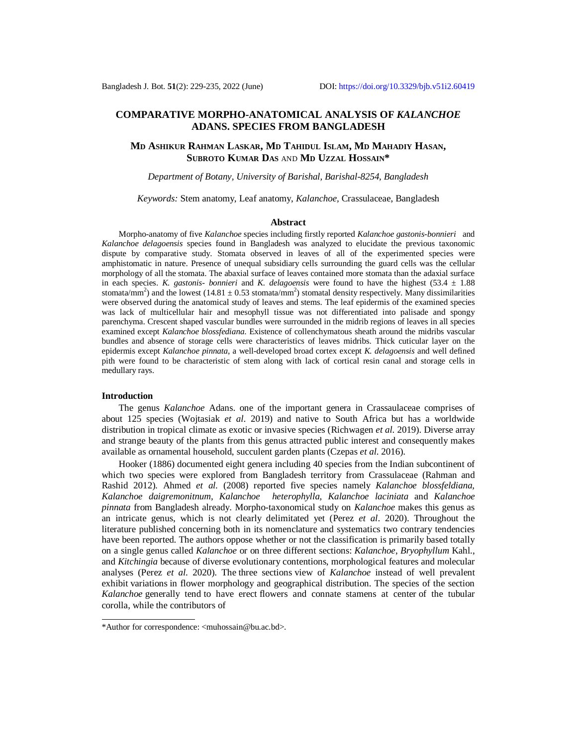# COMPARATIVE MORPHO-ANATOMICAL ANALYSIS OF *KALANCHOE* ADANS. SPECIES FROM BANGLADESH

**Md Ashikur Rahman Laskar, Md Tahidul Islam, Md Mahadiy Hasan, Subroto Kumar Das and Md Uzzal Hossain***

*Department of Botany, University of Barishal, Barishal-8254, Bangladesh*

*Keywords:* Stem anatomy, Leaf anatomy, *Kalanchoe*, Crassulaceae, Bangladesh

## Abstract

Morpho-anatomy of five *Kalanchoe* species including firstly reported *Kalanchoe gastonis-bonnieri* and *Kalanchoe delagoensis* species found in Bangladesh was analyzed to elucidate the previous taxonomic dispute by comparative study. Stomata observed in leaves of all of the experimented species were amphistomatic in nature. Presence of unequal subsidiary cells surrounding the guard cells was the cellular morphology of all the stomata. The abaxial surface of leaves contained more stomata than the adaxial surface in each species. *K. gastonis- bonnieri* and *K. delagoensis* were found to have the highest ($53.4 \pm 1.88$ stomata/mm$^2$) and the lowest ($14.81 \pm 0.53$ stomata/mm$^2$) stomatal density respectively. Many dissimilarities were observed during the anatomical study of leaves and stems. The leaf epidermis of the examined species was lack of multicellular hair and mesophyll tissue was not differentiated into palisade and spongy parenchyma. Crescent shaped vascular bundles were surrounded in the midrib regions of leaves in all species examined except *Kalanchoe blossfediana.* Existence of collenchymatous sheath around the midribs vascular bundles and absence of storage cells were characteristics of leaves midribs. Thick cuticular layer on the epidermis except *Kalanchoe pinnata*, a well-developed broad cortex except *K. delagoensis* and well defined pith were found to be characteristic of stem along with lack of cortical resin canal and storage cells in medullary rays.

## Introduction

The genus *Kalanchoe* Adans. one of the important genera in Crassaulaceae comprises of about 125 species (Wojtasiak *et al*. 2019) and native to South Africa but has a worldwide distribution in tropical climate as exotic or invasive species (Richwagen *et al*. 2019). Diverse array and strange beauty of the plants from this genus attracted public interest and consequently makes available as ornamental household, succulent garden plants (Czepas *et al*. 2016).

Hooker (1886) documented eight genera including 40 species from the Indian subcontinent of which two species were explored from Bangladesh territory from Crassulaceae (Rahman and Rashid 2012). Ahmed *et al.* (2008) reported five species namely *Kalanchoe blossfeldiana, Kalanchoe daigremonitnum, Kalanchoe heterophylla, Kalanchoe laciniata* and *Kalanchoe pinnata* from Bangladesh already. Morpho-taxonomical study on *Kalanchoe* makes this genus as an intricate genus, which is not clearly delimitated yet (Perez *et al*. 2020). Throughout the literature published concerning both in its nomenclature and systematics two contrary tendencies have been reported. The authors oppose whether or not the classification is primarily based totally on a single genus called *Kalanchoe* or on three different sections: *Kalanchoe*, *Bryophyllum* Kahl., and *Kitchingia* because of diverse evolutionary contentions, morphological features and molecular analyses (Perez *et al.* 2020). The three sections view of *Kalanchoe* instead of well prevalent exhibit variations in flower morphology and geographical distribution. The species of the section *Kalanchoe* generally tend to have erect flowers and connate stamens at center of the tubular corolla, while the contributors of

*Author for correspondence: <muhossain@bu.ac.bd>.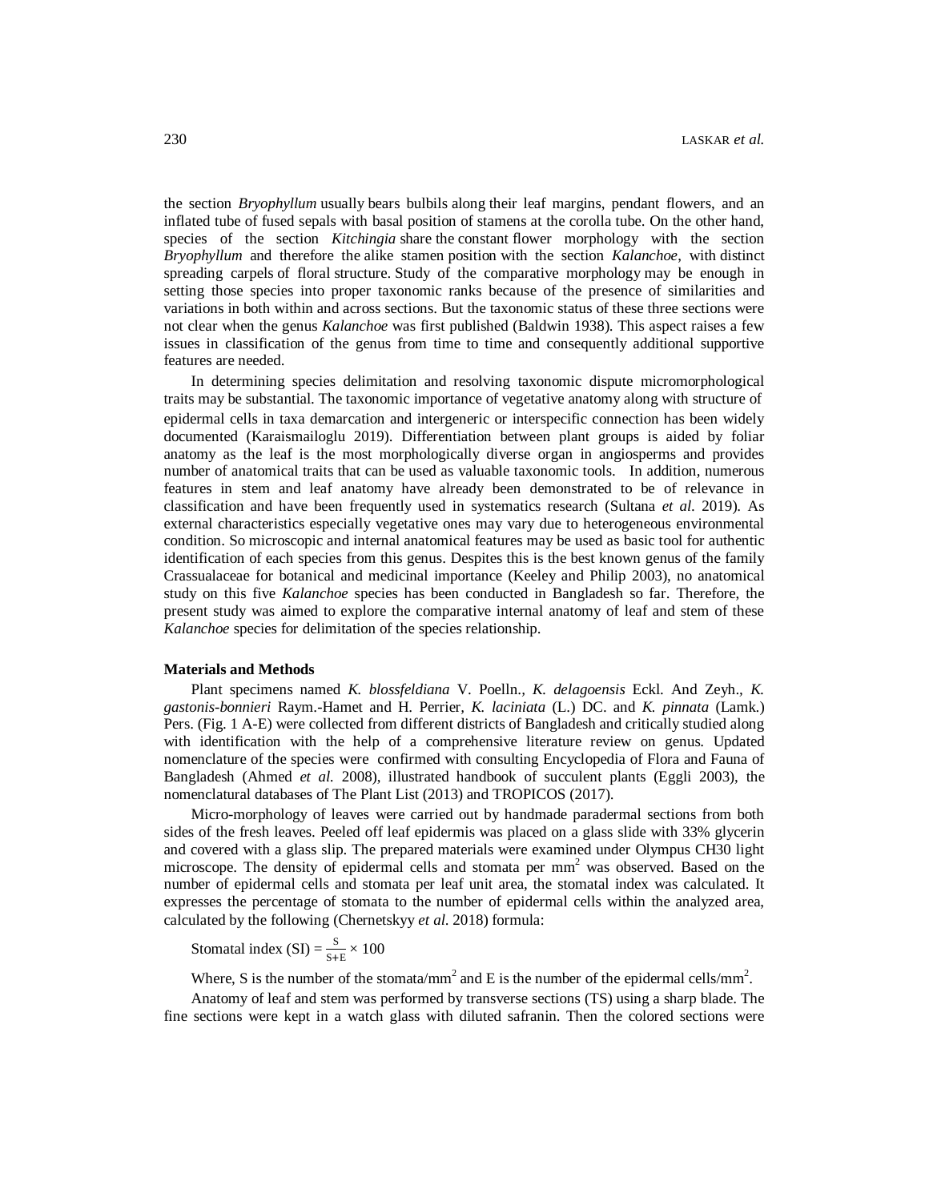the section *Bryophyllum* usually bears bulbils along their leaf margins, pendant flowers, and an inflated tube of fused sepals with basal position of stamens at the corolla tube. On the other hand, species of the section *Kitchingia* share the constant flower morphology with the section *Bryophyllum* and therefore the alike stamen position with the section *Kalanchoe*, with distinct spreading carpels of floral structure. Study of the comparative morphology may be enough in setting those species into proper taxonomic ranks because of the presence of similarities and variations in both within and across sections. But the taxonomic status of these three sections were not clear when the genus *Kalanchoe* was first published (Baldwin 1938). This aspect raises a few issues in classification of the genus from time to time and consequently additional supportive features are needed.

In determining species delimitation and resolving taxonomic dispute micromorphological traits may be substantial. The taxonomic importance of vegetative anatomy along with structure of epidermal cells in taxa demarcation and intergeneric or interspecific connection has been widely documented (Karaismailoglu 2019). Differentiation between plant groups is aided by foliar anatomy as the leaf is the most morphologically diverse organ in angiosperms and provides number of anatomical traits that can be used as valuable taxonomic tools. In addition, numerous features in stem and leaf anatomy have already been demonstrated to be of relevance in classification and have been frequently used in systematics research (Sultana *et al.* 2019). As external characteristics especially vegetative ones may vary due to heterogeneous environmental condition. So microscopic and internal anatomical features may be used as basic tool for authentic identification of each species from this genus. Despites this is the best known genus of the family Crassualaceae for botanical and medicinal importance (Keeley and Philip 2003), no anatomical study on this five *Kalanchoe* species has been conducted in Bangladesh so far. Therefore, the present study was aimed to explore the comparative internal anatomy of leaf and stem of these *Kalanchoe* species for delimitation of the species relationship.

## Materials and Methods

Plant specimens named *K. blossfeldiana* V. Poelln., *K. delagoensis* Eckl. And Zeyh., *K. gastonis-bonnieri* Raym.-Hamet and H. Perrier, *K. laciniata* (L.) DC. and *K. pinnata* (Lamk.) Pers. (Fig. 1 A-E) were collected from different districts of Bangladesh and critically studied along with identification with the help of a comprehensive literature review on genus. Updated nomenclature of the species were confirmed with consulting Encyclopedia of Flora and Fauna of Bangladesh (Ahmed *et al.* 2008), illustrated handbook of succulent plants (Eggli 2003), the nomenclatural databases of The Plant List (2013) and TROPICOS (2017).

Micro-morphology of leaves were carried out by handmade paradermal sections from both sides of the fresh leaves. Peeled off leaf epidermis was placed on a glass slide with 33% glycerin and covered with a glass slip. The prepared materials were examined under Olympus CH30 light microscope. The density of epidermal cells and stomata per $mm^2$ was observed. Based on the number of epidermal cells and stomata per leaf unit area, the stomatal index was calculated. It expresses the percentage of stomata to the number of epidermal cells within the analyzed area, calculated by the following (Chernetskyy *et al.* 2018) formula:

$$\text{Stomatal index (SI)} = \frac{S}{S+E} \times 100$$

Where, S is the number of the stomata/$mm^2$ and E is the number of the epidermal cells/$mm^2$.

Anatomy of leaf and stem was performed by transverse sections (TS) using a sharp blade. The fine sections were kept in a watch glass with diluted safranin. Then the colored sections were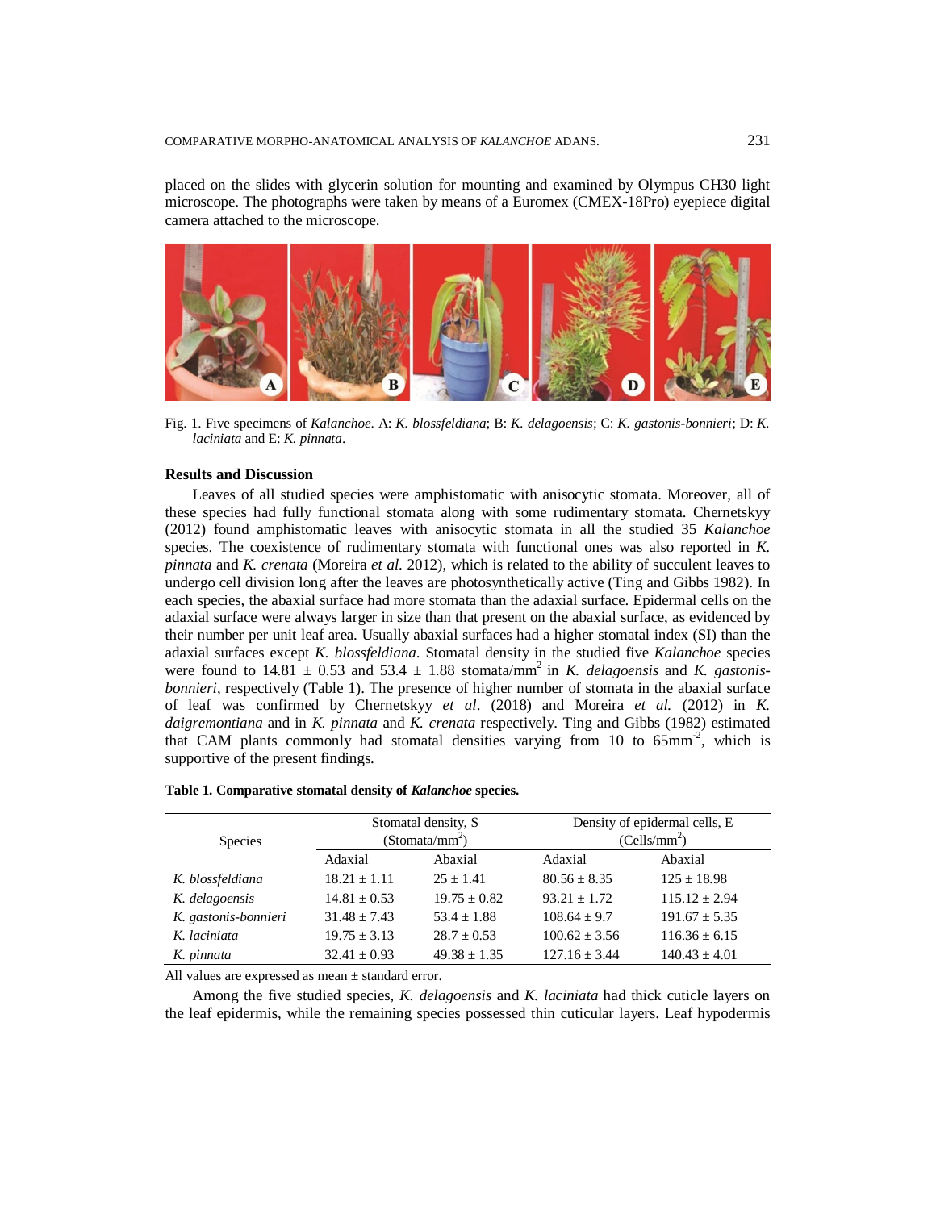placed on the slides with glycerin solution for mounting and examined by Olympus CH30 light microscope. The photographs were taken by means of a Euromex (CMEX-18Pro) eyepiece digital camera attached to the microscope.

Fig. 1. Five specimens of *Kalanchoe*. A: *K. blossfeldiana*; B: *K. delagoensis*; C: *K. gastonis-bonnieri*; D: *K. laciniata* and E: *K. pinnata*.

## Results and Discussion

Leaves of all studied species were amphistomatic with anisocytic stomata. Moreover, all of these species had fully functional stomata along with some rudimentary stomata. Chernetskyy (2012) found amphistomatic leaves with anisocytic stomata in all the studied 35 *Kalanchoe* species. The coexistence of rudimentary stomata with functional ones was also reported in *K. pinnata* and *K. crenata* (Moreira *et al.* 2012), which is related to the ability of succulent leaves to undergo cell division long after the leaves are photosynthetically active (Ting and Gibbs 1982). In each species, the abaxial surface had more stomata than the adaxial surface. Epidermal cells on the adaxial surface were always larger in size than that present on the abaxial surface, as evidenced by their number per unit leaf area. Usually abaxial surfaces had a higher stomatal index (SI) than the adaxial surfaces except *K. blossfeldiana*. Stomatal density in the studied five *Kalanchoe* species were found to 14.81 ± 0.53 and 53.4 ± 1.88 stomata/mm$^2$ in *K. delagoensis* and *K. gastonis-bonnieri*, respectively (Table 1). The presence of higher number of stomata in the abaxial surface of leaf was confirmed by Chernetskyy *et al*. (2018) and Moreira *et al.* (2012) in *K. daigremontiana* and in *K. pinnata* and *K. crenata* respectively. Ting and Gibbs (1982) estimated that CAM plants commonly had stomatal densities varying from 10 to 65mm$^{-2}$, which is supportive of the present findings.

**Table 1. Comparative stomatal density of *Kalanchoe* species.**

| Species | Stomatal density, S (Stomata/mm$^2$) | | Density of epidermal cells, E (Cells/mm$^2$) | |
|---|---|---|---|---|
| | Adaxial | Abaxial | Adaxial | Abaxial |
| *K. blossfeldiana* | 18.21 ± 1.11 | 25 ± 1.41 | 80.56 ± 8.35 | 125 ± 18.98 |
| *K. delagoensis* | 14.81 ± 0.53 | 19.75 ± 0.82 | 93.21 ± 1.72 | 115.12 ± 2.94 |
| *K. gastonis-bonnieri* | 31.48 ± 7.43 | 53.4 ± 1.88 | 108.64 ± 9.7 | 191.67 ± 5.35 |
| *K. laciniata* | 19.75 ± 3.13 | 28.7 ± 0.53 | 100.62 ± 3.56 | 116.36 ± 6.15 |
| *K. pinnata* | 32.41 ± 0.93 | 49.38 ± 1.35 | 127.16 ± 3.44 | 140.43 ± 4.01 |

All values are expressed as mean ± standard error.

Among the five studied species, *K. delagoensis* and *K. laciniata* had thick cuticle layers on the leaf epidermis, while the remaining species possessed thin cuticular layers. Leaf hypodermis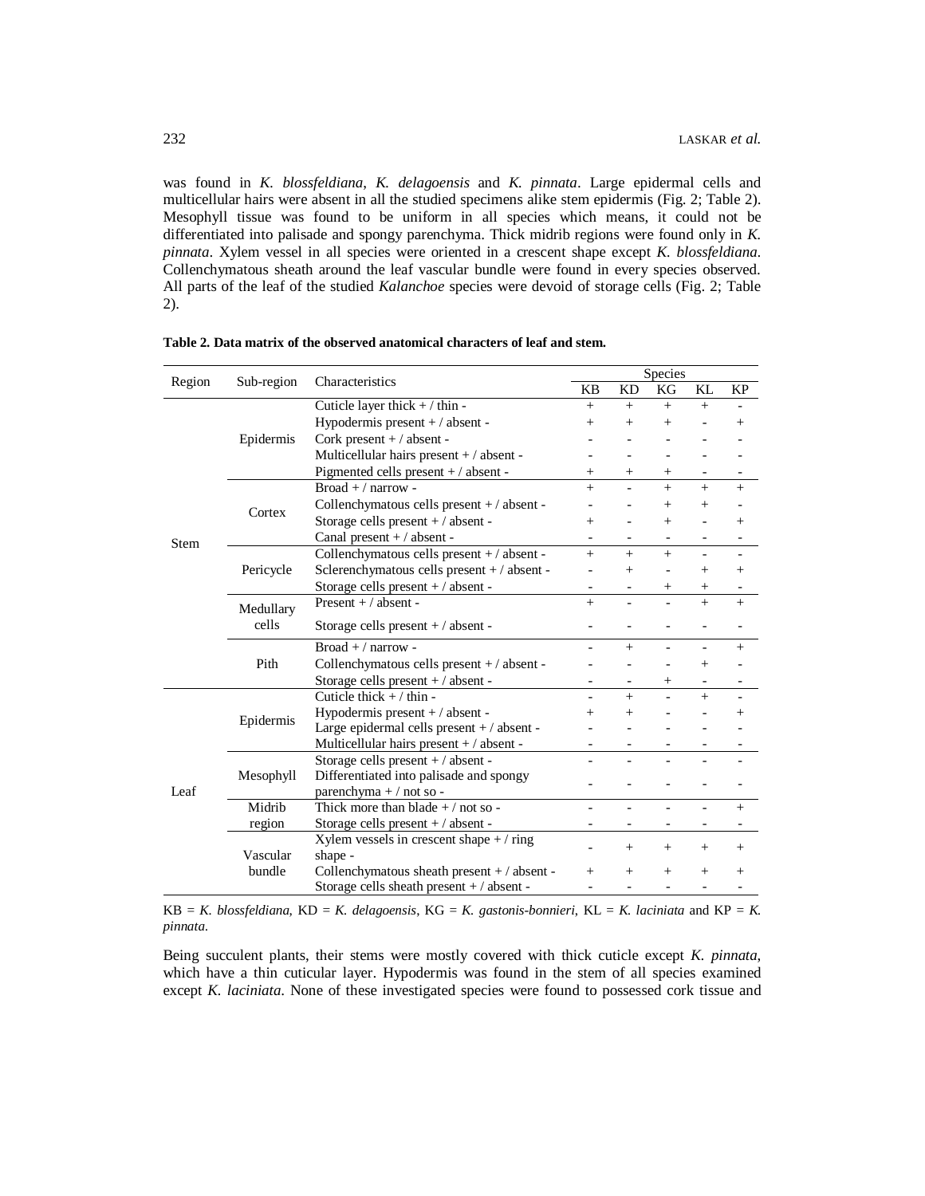was found in *K. blossfeldiana*, *K. delagoensis* and *K. pinnata*. Large epidermal cells and multicellular hairs were absent in all the studied specimens alike stem epidermis (Fig. 2; Table 2). Mesophyll tissue was found to be uniform in all species which means, it could not be differentiated into palisade and spongy parenchyma. Thick midrib regions were found only in *K. pinnata*. Xylem vessel in all species were oriented in a crescent shape except *K. blossfeldiana*. Collenchymatous sheath around the leaf vascular bundle were found in every species observed. All parts of the leaf of the studied *Kalanchoe* species were devoid of storage cells (Fig. 2; Table 2).

**Table 2. Data matrix of the observed anatomical characters of leaf and stem.**

| Region | Sub-region | Characteristics | Species | | | | |
|---|---|---|---|---|---|---|---|
| | | | KB | KD | KG | KL | KP |
| Stem | Epidermis | Cuticle layer thick + / thin - | + | + | + | + | - |
| | | Hypodermis present + / absent - | + | + | + | - | + |
| | | Cork present + / absent - | - | - | - | - | - |
| | | Multicellular hairs present + / absent - | - | - | - | - | - |
| | | Pigmented cells present + / absent - | + | + | + | - | - |
| | Cortex | Broad + / narrow - | + | - | + | + | + |
| | | Collenchymatous cells present + / absent - | - | - | + | + | - |
| | | Storage cells present + / absent - | + | - | + | - | + |
| | | Canal present + / absent - | - | - | - | - | - |
| | Pericycle | Collenchymatous cells present + / absent - | + | + | + | - | - |
| | | Sclerenchymatous cells present + / absent - | - | + | - | + | + |
| | | Storage cells present + / absent - | - | - | + | + | - |
| | Medullary cells | Present + / absent - | + | - | - | + | + |
| | | Storage cells present + / absent - | - | - | - | - | - |
| | Pith | Broad + / narrow - | - | + | - | - | + |
| | | Collenchymatous cells present + / absent - | - | - | - | + | - |
| | | Storage cells present + / absent - | - | - | + | - | - |
| Leaf | Epidermis | Cuticle thick + / thin - | - | + | - | + | - |
| | | Hypodermis present + / absent - | + | + | - | - | + |
| | | Large epidermal cells present + / absent - | - | - | - | - | - |
| | | Multicellular hairs present + / absent - | - | - | - | - | - |
| | Mesophyll | Storage cells present + / absent - | - | - | - | - | - |
| | | Differentiated into palisade and spongy parenchyma + / not so - | - | - | - | - | - |
| | Midrib region | Thick more than blade + / not so - | - | - | - | - | + |
| | | Storage cells present + / absent - | - | - | - | - | - |
| | Vascular bundle | Xylem vessels in crescent shape + / ring shape - | - | + | + | + | + |
| | | Collenchymatous sheath present + / absent - | + | + | + | + | + |
| | | Storage cells sheath present + / absent - | - | - | - | - | - |

KB = *K. blossfeldiana*, KD = *K. delagoensis*, KG = *K. gastonis-bonnieri*, KL = *K. laciniata* and KP = *K. pinnata*.

Being succulent plants, their stems were mostly covered with thick cuticle except *K. pinnata*, which have a thin cuticular layer. Hypodermis was found in the stem of all species examined except *K. laciniata*. None of these investigated species were found to possessed cork tissue and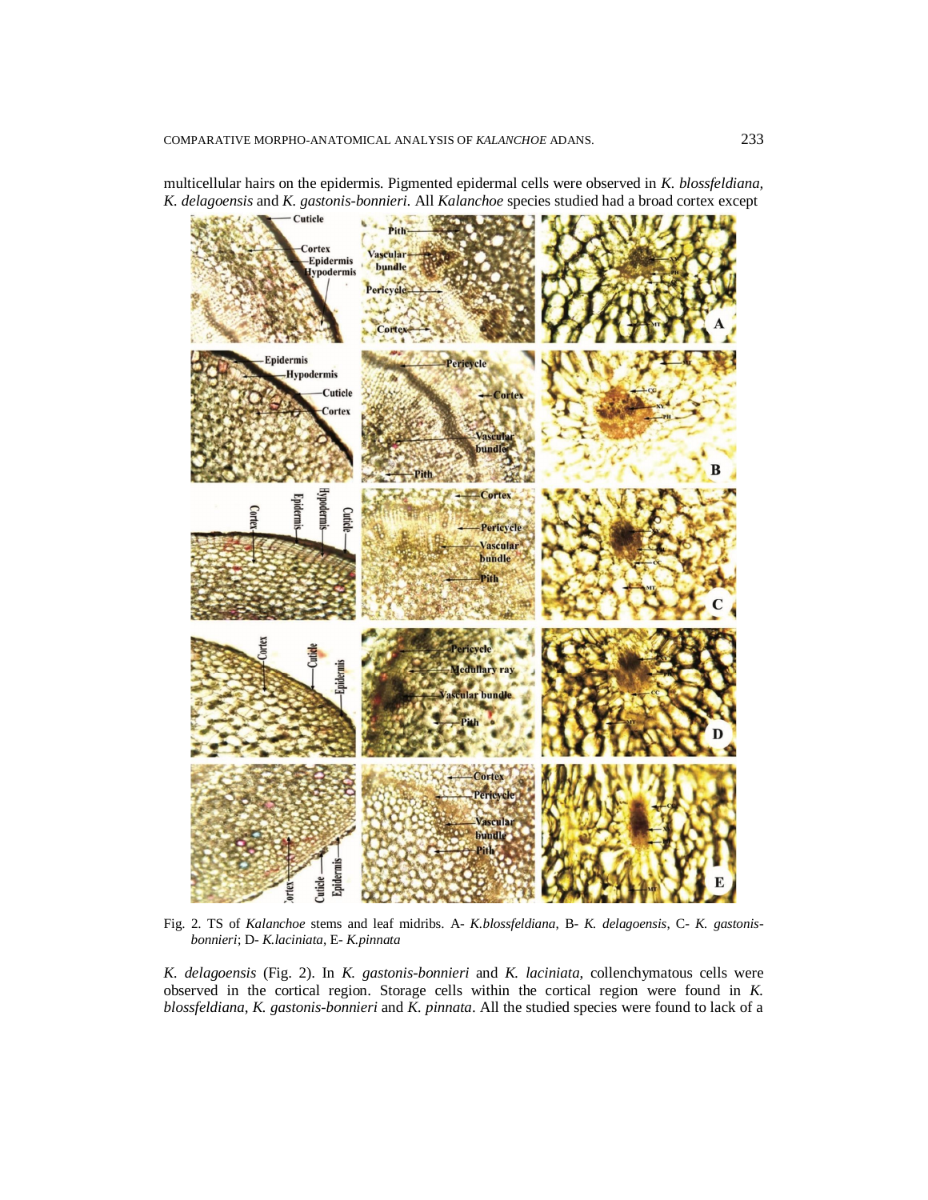multicellular hairs on the epidermis. Pigmented epidermal cells were observed in *K. blossfeldiana*, *K. delagoensis* and *K. gastonis-bonnieri*. All *Kalanchoe* species studied had a broad cortex except

Fig. 2. TS of *Kalanchoe* stems and leaf midribs. A- *K.blossfeldiana*, B- *K. delagoensis*, C- *K. gastonis-bonnieri*; D- *K.laciniata*, E- *K.pinnata*

*K. delagoensis* (Fig. 2). In *K. gastonis-bonnieri* and *K. laciniata*, collenchymatous cells were observed in the cortical region. Storage cells within the cortical region were found in *K. blossfeldiana*, *K. gastonis-bonnieri* and *K. pinnata*. All the studied species were found to lack of a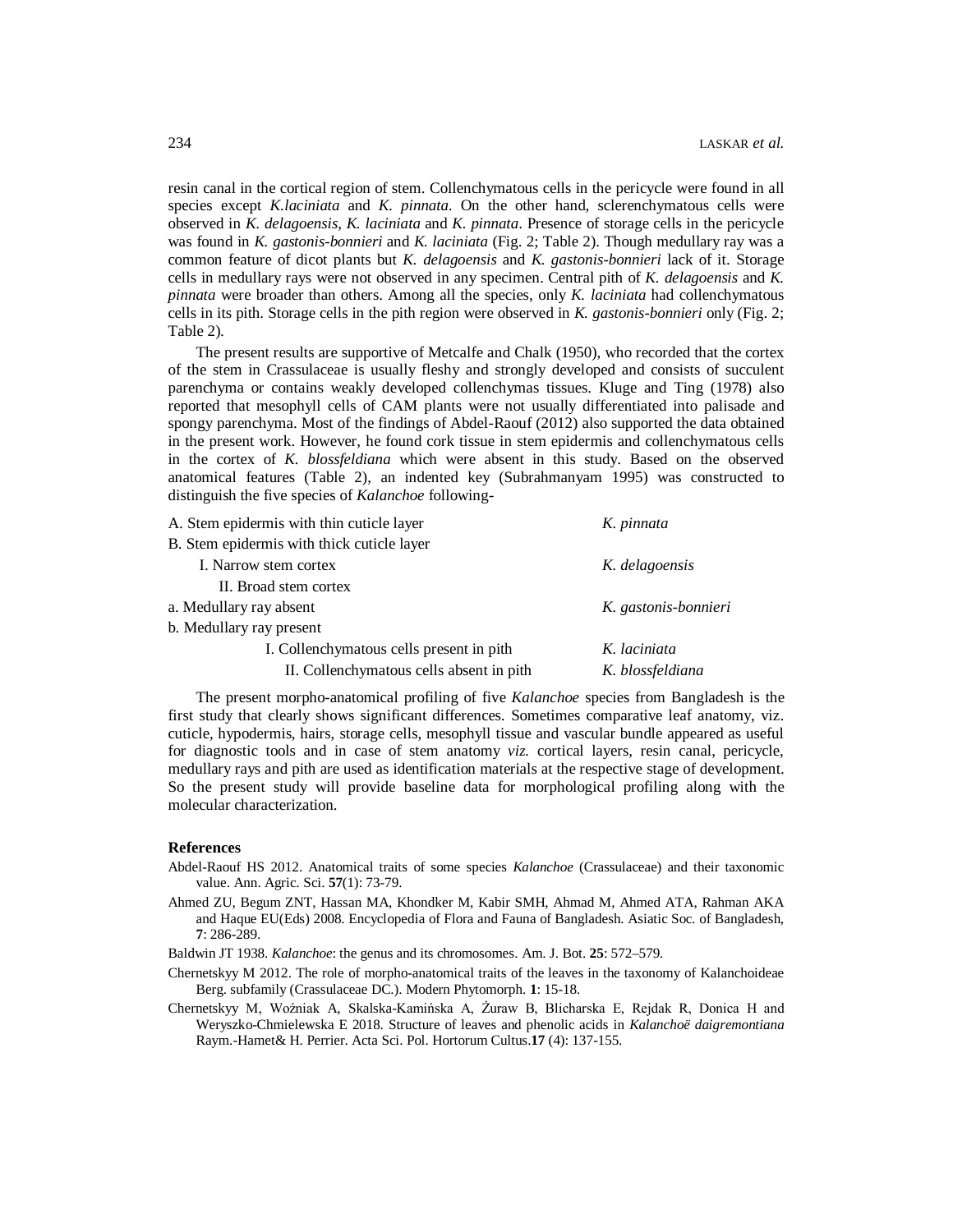resin canal in the cortical region of stem. Collenchymatous cells in the pericycle were found in all species except *K.laciniata* and *K. pinnata*. On the other hand, sclerenchymatous cells were observed in *K. delagoensis*, *K. laciniata* and *K. pinnata*. Presence of storage cells in the pericycle was found in *K. gastonis-bonnieri* and *K. laciniata* (Fig. 2; Table 2). Though medullary ray was a common feature of dicot plants but *K. delagoensis* and *K. gastonis-bonnieri* lack of it. Storage cells in medullary rays were not observed in any specimen. Central pith of *K. delagoensis* and *K. pinnata* were broader than others. Among all the species, only *K. laciniata* had collenchymatous cells in its pith. Storage cells in the pith region were observed in *K. gastonis-bonnieri* only (Fig. 2; Table 2).

The present results are supportive of Metcalfe and Chalk (1950), who recorded that the cortex of the stem in Crassulaceae is usually fleshy and strongly developed and consists of succulent parenchyma or contains weakly developed collenchymas tissues. Kluge and Ting (1978) also reported that mesophyll cells of CAM plants were not usually differentiated into palisade and spongy parenchyma. Most of the findings of Abdel-Raouf (2012) also supported the data obtained in the present work. However, he found cork tissue in stem epidermis and collenchymatous cells in the cortex of *K. blossfeldiana* which were absent in this study. Based on the observed anatomical features (Table 2), an indented key (Subrahmanyam 1995) was constructed to distinguish the five species of *Kalanchoe* following-

A. Stem epidermis with thin cuticle layer — *K. pinnata*

B. Stem epidermis with thick cuticle layer

- I. Narrow stem cortex — *K. delagoensis*
- II. Broad stem cortex
  - a. Medullary ray absent — *K. gastonis-bonnieri*
  - b. Medullary ray present
    - I. Collenchymatous cells present in pith — *K. laciniata*
    - II. Collenchymatous cells absent in pith — *K. blossfeldiana*

The present morpho-anatomical profiling of five *Kalanchoe* species from Bangladesh is the first study that clearly shows significant differences. Sometimes comparative leaf anatomy, viz. cuticle, hypodermis, hairs, storage cells, mesophyll tissue and vascular bundle appeared as useful for diagnostic tools and in case of stem anatomy *viz.* cortical layers, resin canal, pericycle, medullary rays and pith are used as identification materials at the respective stage of development. So the present study will provide baseline data for morphological profiling along with the molecular characterization.

## References

Abdel-Raouf HS 2012. Anatomical traits of some species *Kalanchoe* (Crassulaceae) and their taxonomic value. Ann. Agric. Sci. **57**(1): 73-79.

Ahmed ZU, Begum ZNT, Hassan MA, Khondker M, Kabir SMH, Ahmad M, Ahmed ATA, Rahman AKA and Haque EU(Eds) 2008. Encyclopedia of Flora and Fauna of Bangladesh. Asiatic Soc. of Bangladesh, **7**: 286-289.

Baldwin JT 1938. *Kalanchoe*: the genus and its chromosomes. Am. J. Bot. **25**: 572–579.

Chernetskyy M 2012. The role of morpho-anatomical traits of the leaves in the taxonomy of Kalanchoideae Berg. subfamily (Crassulaceae DC.). Modern Phytomorph. **1**: 15-18.

Chernetskyy M, Woźniak A, Skalska-Kamińska A, Żuraw B, Blicharska E, Rejdak R, Donica H and Weryszko-Chmielewska E 2018. Structure of leaves and phenolic acids in *Kalanchoë daigremontiana* Raym.-Hamet& H. Perrier. Acta Sci. Pol. Hortorum Cultus.**17** (4): 137-155.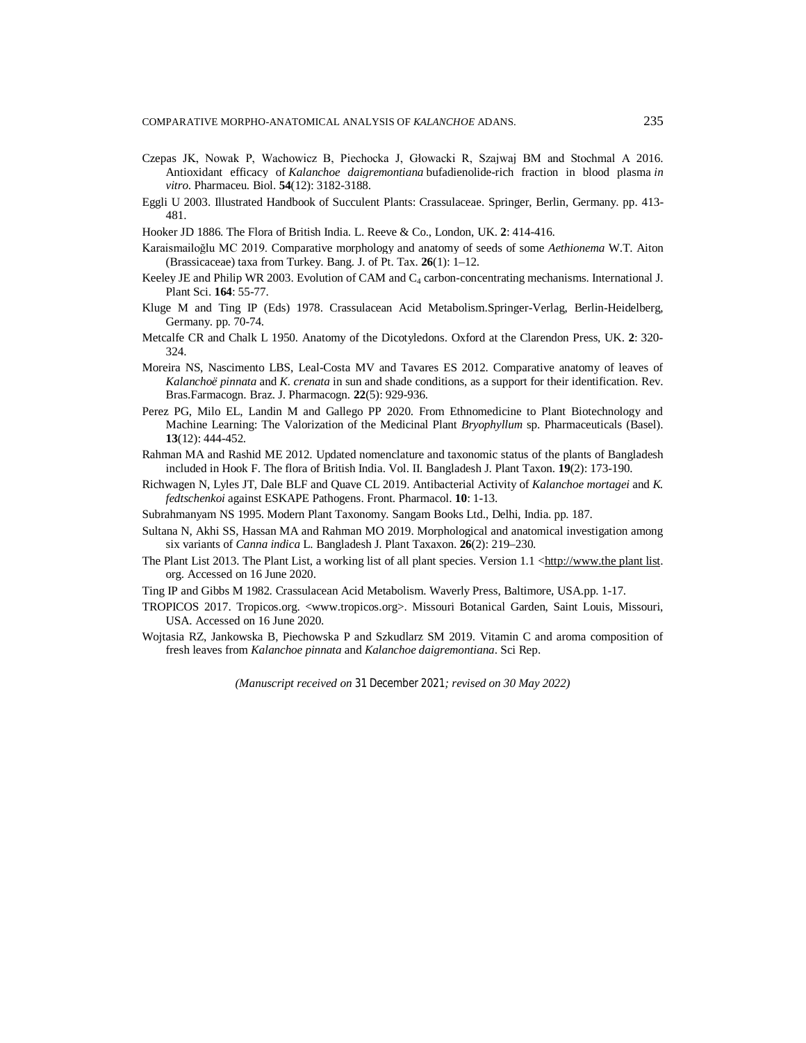Czepas JK, Nowak P, Wachowicz B, Piechocka J, Głowacki R, Szajwaj BM and Stochmal A 2016. Antioxidant efficacy of *Kalanchoe daigremontiana* bufadienolide-rich fraction in blood plasma *in vitro*. Pharmaceu. Biol. **54**(12): 3182-3188.

Eggli U 2003. Illustrated Handbook of Succulent Plants: Crassulaceae. Springer, Berlin, Germany. pp. 413-481.

Hooker JD 1886. The Flora of British India. L. Reeve & Co., London, UK. **2**: 414-416.

Karaismailoğlu MC 2019. Comparative morphology and anatomy of seeds of some *Aethionema* W.T. Aiton (Brassicaceae) taxa from Turkey. Bang. J. of Pt. Tax. **26**(1): 1–12.

Keeley JE and Philip WR 2003. Evolution of CAM and $C_4$ carbon-concentrating mechanisms. International J. Plant Sci. **164**: 55-77.

Kluge M and Ting IP (Eds) 1978. Crassulacean Acid Metabolism.Springer-Verlag, Berlin-Heidelberg, Germany. pp. 70-74.

Metcalfe CR and Chalk L 1950. Anatomy of the Dicotyledons. Oxford at the Clarendon Press, UK. **2**: 320-324.

Moreira NS, Nascimento LBS, Leal-Costa MV and Tavares ES 2012. Comparative anatomy of leaves of *Kalanchoë pinnata* and *K. crenata* in sun and shade conditions, as a support for their identification. Rev. Bras.Farmacogn. Braz. J. Pharmacogn. **22**(5): 929-936.

Perez PG, Milo EL, Landin M and Gallego PP 2020. From Ethnomedicine to Plant Biotechnology and Machine Learning: The Valorization of the Medicinal Plant *Bryophyllum* sp. Pharmaceuticals (Basel). **13**(12): 444-452.

Rahman MA and Rashid ME 2012. Updated nomenclature and taxonomic status of the plants of Bangladesh included in Hook F. The flora of British India. Vol. II. Bangladesh J. Plant Taxon. **19**(2): 173-190.

Richwagen N, Lyles JT, Dale BLF and Quave CL 2019. Antibacterial Activity of *Kalanchoe mortagei* and *K. fedtschenkoi* against ESKAPE Pathogens. Front. Pharmacol. **10**: 1-13.

Subrahmanyam NS 1995. Modern Plant Taxonomy. Sangam Books Ltd., Delhi, India. pp. 187.

Sultana N, Akhi SS, Hassan MA and Rahman MO 2019. Morphological and anatomical investigation among six variants of *Canna indica* L. Bangladesh J. Plant Taxaxon. **26**(2): 219–230.

The Plant List 2013. The Plant List, a working list of all plant species. Version 1.1 <http://www.the plant list. org. Accessed on 16 June 2020.

Ting IP and Gibbs M 1982. Crassulacean Acid Metabolism. Waverly Press, Baltimore, USA.pp. 1-17.

TROPICOS 2017. Tropicos.org. <www.tropicos.org>. Missouri Botanical Garden, Saint Louis, Missouri, USA. Accessed on 16 June 2020.

Wojtasia RZ, Jankowska B, Piechowska P and Szkudlarz SM 2019. Vitamin C and aroma composition of fresh leaves from *Kalanchoe pinnata* and *Kalanchoe daigremontiana*. Sci Rep.

*(Manuscript received on* 31 December 2021*; revised on 30 May 2022)*